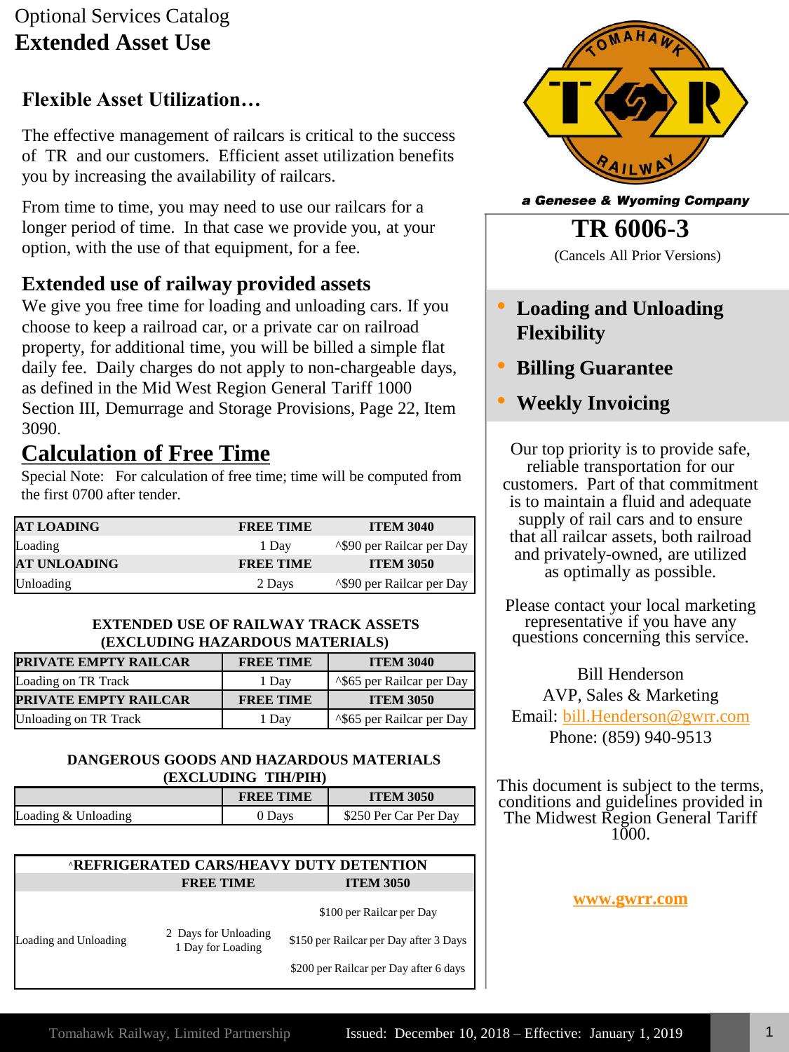Optional Services Catalog

# Extended Asset Use

## Flexible Asset Utilization…

The effective management of railcars is critical to the success of TR and our customers. Efficient asset utilization benefits you by increasing the availability of railcars.

From time to time, you may need to use our railcars for a longer period of time. In that case we provide you, at your option, with the use of that equipment, for a fee.

## Extended use of railway provided assets

We give you free time for loading and unloading cars. If you choose to keep a railroad car, or a private car on railroad property, for additional time, you will be billed a simple flat daily fee. Daily charges do not apply to non-chargeable days, as defined in the Mid West Region General Tariff 1000 Section III, Demurrage and Storage Provisions, Page 22, Item 3090.

## Calculation of Free Time

Special Note: For calculation of free time; time will be computed from the first 0700 after tender.

| AT LOADING | FREE TIME | ITEM 3040 |
|---|---|---|
| Loading | 1 Day | ^$90 per Railcar per Day |
| **AT UNLOADING** | **FREE TIME** | **ITEM 3050** |
| Unloading | 2 Days | ^$90 per Railcar per Day |

**EXTENDED USE OF RAILWAY TRACK ASSETS (EXCLUDING HAZARDOUS MATERIALS)**

| PRIVATE EMPTY RAILCAR | FREE TIME | ITEM 3040 |
|---|---|---|
| Loading on TR Track | 1 Day | ^$65 per Railcar per Day |
| **PRIVATE EMPTY RAILCAR** | **FREE TIME** | **ITEM 3050** |
| Unloading on TR Track | 1 Day | ^$65 per Railcar per Day |

**DANGEROUS GOODS AND HAZARDOUS MATERIALS (EXCLUDING TIH/PIH)**

| | FREE TIME | ITEM 3050 |
|---|---|---|
| Loading & Unloading | 0 Days | $250 Per Car Per Day |

**^REFRIGERATED CARS/HEAVY DUTY DETENTION**

| | FREE TIME | ITEM 3050 |
|---|---|---|
| Loading and Unloading | 2 Days for Unloading<br>1 Day for Loading | $100 per Railcar per Day<br>$150 per Railcar per Day after 3 Days<br>$200 per Railcar per Day after 6 days |

TOMAHAWK T R RAILWAY

*a Genesee & Wyoming Company*

# TR 6006-3

(Cancels All Prior Versions)

- **Loading and Unloading Flexibility**
- **Billing Guarantee**
- **Weekly Invoicing**

Our top priority is to provide safe, reliable transportation for our customers. Part of that commitment is to maintain a fluid and adequate supply of rail cars and to ensure that all railcar assets, both railroad and privately-owned, are utilized as optimally as possible.

Please contact your local marketing representative if you have any questions concerning this service.

Bill Henderson
AVP, Sales & Marketing
Email: bill.Henderson@gwrr.com
Phone: (859) 940-9513

This document is subject to the terms, conditions and guidelines provided in The Midwest Region General Tariff 1000.

**www.gwrr.com**

Tomahawk Railway, Limited Partnership Issued: December 10, 2018 – Effective: January 1, 2019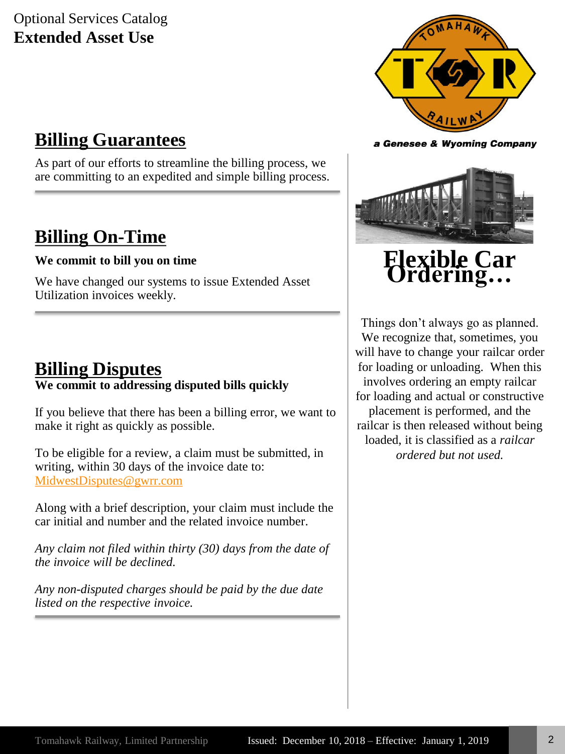Optional Services Catalog
**Extended Asset Use**

## Billing Guarantees

As part of our efforts to streamline the billing process, we are committing to an expedited and simple billing process.

## Billing On-Time

**We commit to bill you on time**

We have changed our systems to issue Extended Asset Utilization invoices weekly.

## Billing Disputes

**We commit to addressing disputed bills quickly**

If you believe that there has been a billing error, we want to make it right as quickly as possible.

To be eligible for a review, a claim must be submitted, in writing, within 30 days of the invoice date to: MidwestDisputes@gwrr.com

Along with a brief description, your claim must include the car initial and number and the related invoice number.

*Any claim not filed within thirty (30) days from the date of the invoice will be declined.*

*Any non-disputed charges should be paid by the due date listed on the respective invoice.*

a Genesee & Wyoming Company

## Flexible Car Ordering…

Things don't always go as planned. We recognize that, sometimes, you will have to change your railcar order for loading or unloading. When this involves ordering an empty railcar for loading and actual or constructive placement is performed, and the railcar is then released without being loaded, it is classified as a *railcar ordered but not used.*